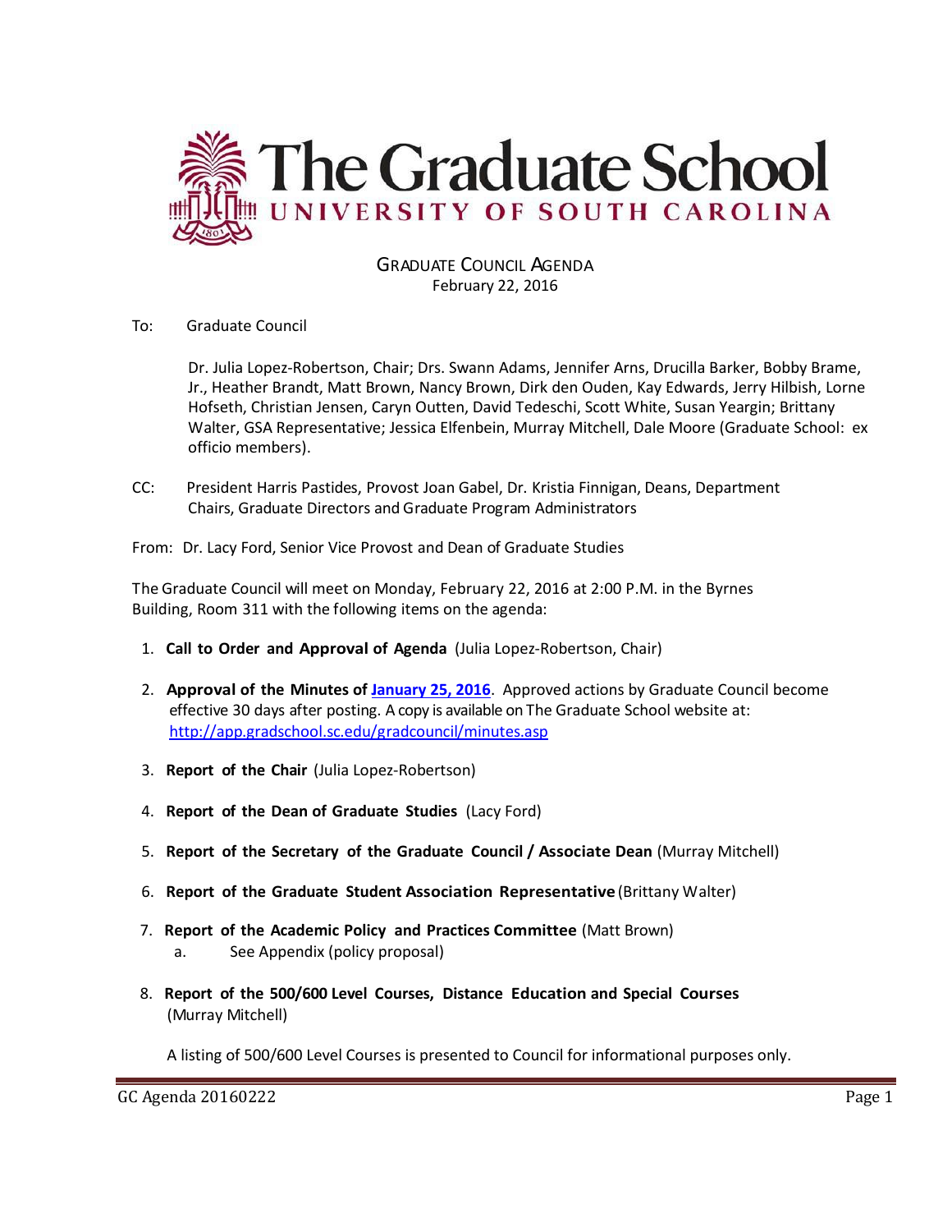# The Graduate School
## UNIVERSITY OF SOUTH CAROLINA

GRADUATE COUNCIL AGENDA
February 22, 2016

To: Graduate Council

Dr. Julia Lopez-Robertson, Chair; Drs. Swann Adams, Jennifer Arns, Drucilla Barker, Bobby Brame, Jr., Heather Brandt, Matt Brown, Nancy Brown, Dirk den Ouden, Kay Edwards, Jerry Hilbish, Lorne Hofseth, Christian Jensen, Caryn Outten, David Tedeschi, Scott White, Susan Yeargin; Brittany Walter, GSA Representative; Jessica Elfenbein, Murray Mitchell, Dale Moore (Graduate School: ex officio members).

CC: President Harris Pastides, Provost Joan Gabel, Dr. Kristia Finnigan, Deans, Department Chairs, Graduate Directors and Graduate Program Administrators

From: Dr. Lacy Ford, Senior Vice Provost and Dean of Graduate Studies

The Graduate Council will meet on Monday, February 22, 2016 at 2:00 P.M. in the Byrnes Building, Room 311 with the following items on the agenda:

1. **Call to Order and Approval of Agenda** (Julia Lopez-Robertson, Chair)
2. **Approval of the Minutes of [January 25, 2016](http://app.gradschool.sc.edu/gradcouncil/minutes.asp)**. Approved actions by Graduate Council become effective 30 days after posting. A copy is available on The Graduate School website at: http://app.gradschool.sc.edu/gradcouncil/minutes.asp
3. **Report of the Chair** (Julia Lopez-Robertson)
4. **Report of the Dean of Graduate Studies** (Lacy Ford)
5. **Report of the Secretary of the Graduate Council / Associate Dean** (Murray Mitchell)
6. **Report of the Graduate Student Association Representative** (Brittany Walter)
7. **Report of the Academic Policy and Practices Committee** (Matt Brown)
   a. See Appendix (policy proposal)
8. **Report of the 500/600 Level Courses, Distance Education and Special Courses** (Murray Mitchell)

   A listing of 500/600 Level Courses is presented to Council for informational purposes only.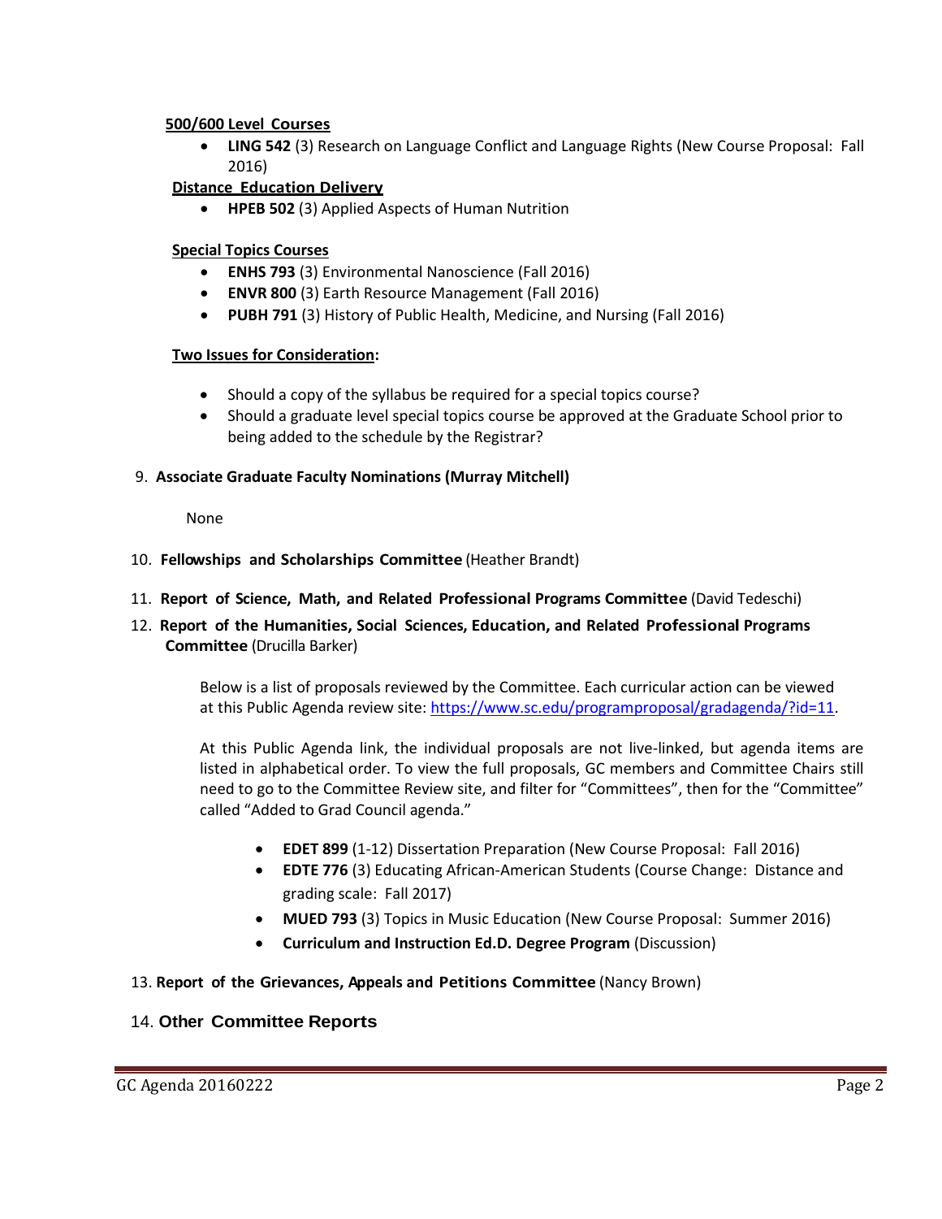**500/600 Level Courses**

- **LING 542** (3) Research on Language Conflict and Language Rights (New Course Proposal: Fall 2016)

**Distance Education Delivery**

- **HPEB 502** (3) Applied Aspects of Human Nutrition

**Special Topics Courses**

- **ENHS 793** (3) Environmental Nanoscience (Fall 2016)
- **ENVR 800** (3) Earth Resource Management (Fall 2016)
- **PUBH 791** (3) History of Public Health, Medicine, and Nursing (Fall 2016)

**Two Issues for Consideration:**

- Should a copy of the syllabus be required for a special topics course?
- Should a graduate level special topics course be approved at the Graduate School prior to being added to the schedule by the Registrar?

9. **Associate Graduate Faculty Nominations (Murray Mitchell)**

None

10. **Fellowships and Scholarships Committee** (Heather Brandt)

11. **Report of Science, Math, and Related Professional Programs Committee** (David Tedeschi)

12. **Report of the Humanities, Social Sciences, Education, and Related Professional Programs Committee** (Drucilla Barker)

Below is a list of proposals reviewed by the Committee. Each curricular action can be viewed at this Public Agenda review site: https://www.sc.edu/programproposal/gradagenda/?id=11.

At this Public Agenda link, the individual proposals are not live-linked, but agenda items are listed in alphabetical order. To view the full proposals, GC members and Committee Chairs still need to go to the Committee Review site, and filter for "Committees", then for the "Committee" called "Added to Grad Council agenda."

- **EDET 899** (1-12) Dissertation Preparation (New Course Proposal: Fall 2016)
- **EDTE 776** (3) Educating African-American Students (Course Change: Distance and grading scale: Fall 2017)
- **MUED 793** (3) Topics in Music Education (New Course Proposal: Summer 2016)
- **Curriculum and Instruction Ed.D. Degree Program** (Discussion)

13. **Report of the Grievances, Appeals and Petitions Committee** (Nancy Brown)

14. **Other Committee Reports**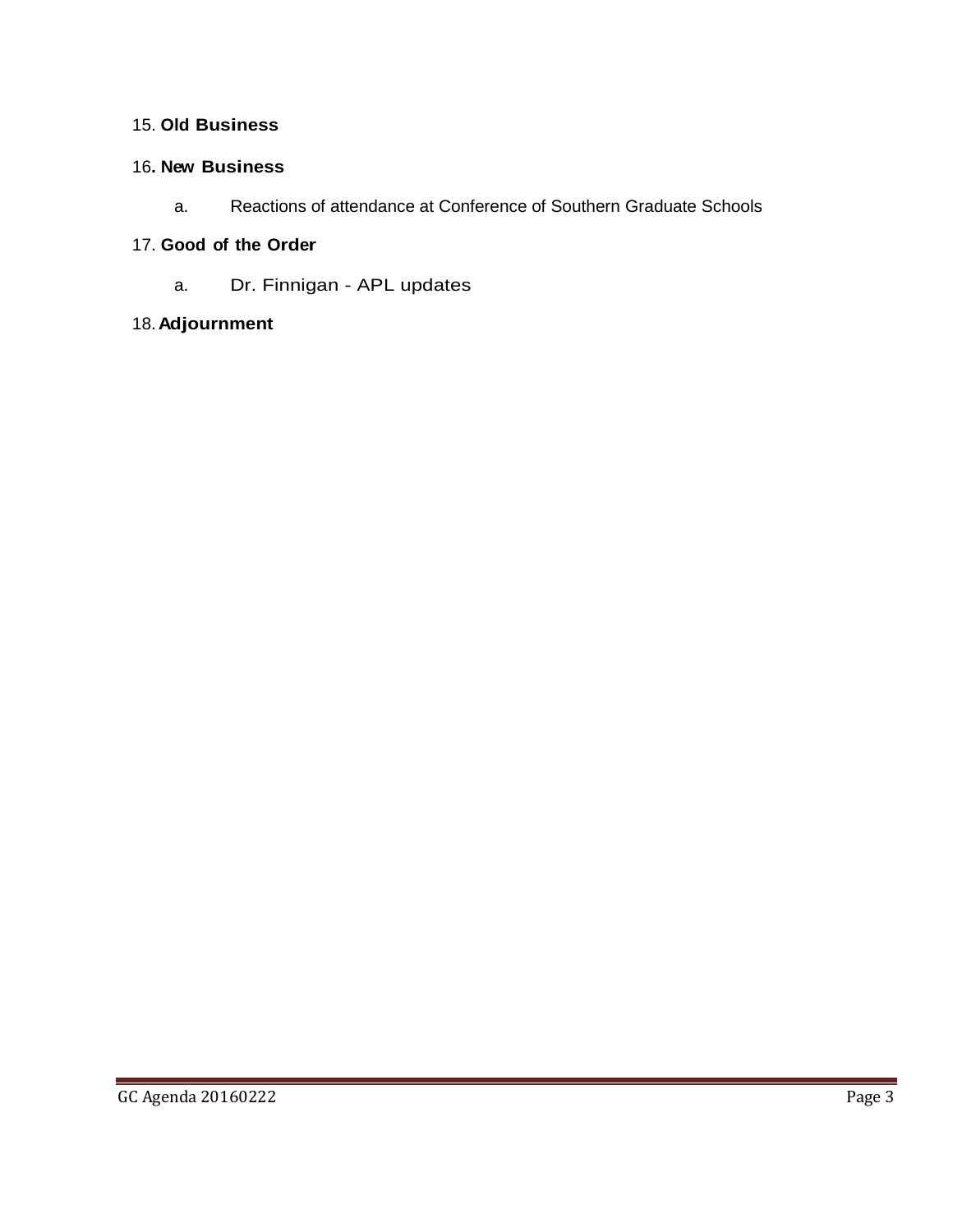15. **Old Business**

16**. New Business**

   a. Reactions of attendance at Conference of Southern Graduate Schools

17. **Good of the Order**

   a. Dr. Finnigan - APL updates

18. **Adjournment**